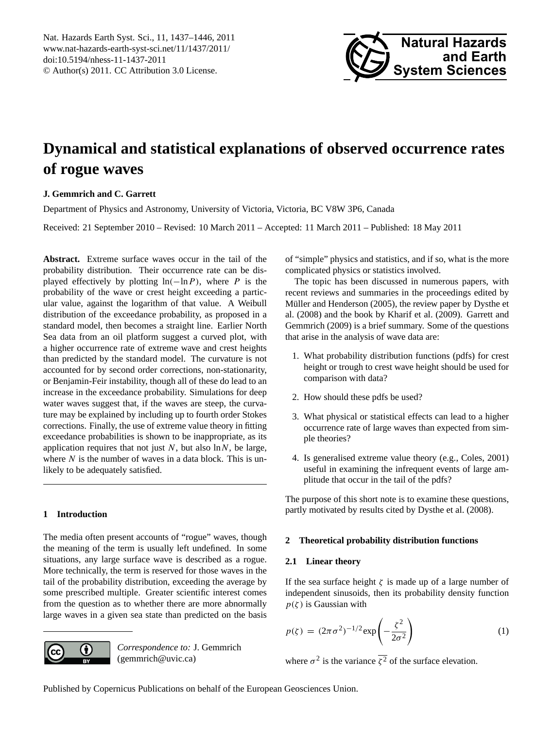# Dynamical and statistical explanations of observed occurrence rates of rogue waves

**J. Gemmrich and C. Garrett**

Department of Physics and Astronomy, University of Victoria, Victoria, BC V8W 3P6, Canada

Received: 21 September 2010 – Revised: 10 March 2011 – Accepted: 11 March 2011 – Published: 18 May 2011

**Abstract.** Extreme surface waves occur in the tail of the probability distribution. Their occurrence rate can be displayed effectively by plotting $\ln(-\ln P)$, where $P$ is the probability of the wave or crest height exceeding a particular value, against the logarithm of that value. A Weibull distribution of the exceedance probability, as proposed in a standard model, then becomes a straight line. Earlier North Sea data from an oil platform suggest a curved plot, with a higher occurrence rate of extreme wave and crest heights than predicted by the standard model. The curvature is not accounted for by second order corrections, non-stationarity, or Benjamin-Feir instability, though all of these do lead to an increase in the exceedance probability. Simulations for deep water waves suggest that, if the waves are steep, the curvature may be explained by including up to fourth order Stokes corrections. Finally, the use of extreme value theory in fitting exceedance probabilities is shown to be inappropriate, as its application requires that not just $N$, but also $\ln N$, be large, where $N$ is the number of waves in a data block. This is unlikely to be adequately satisfied.

## 1 Introduction

The media often present accounts of "rogue" waves, though the meaning of the term is usually left undefined. In some situations, any large surface wave is described as a rogue. More technically, the term is reserved for those waves in the tail of the probability distribution, exceeding the average by some prescribed multiple. Greater scientific interest comes from the question as to whether there are more abnormally large waves in a given sea state than predicted on the basis of "simple" physics and statistics, and if so, what is the more complicated physics or statistics involved.

The topic has been discussed in numerous papers, with recent reviews and summaries in the proceedings edited by Müller and Henderson (2005), the review paper by Dysthe et al. (2008) and the book by Kharif et al. (2009). Garrett and Gemmrich (2009) is a brief summary. Some of the questions that arise in the analysis of wave data are:

1. What probability distribution functions (pdfs) for crest height or trough to crest wave height should be used for comparison with data?
2. How should these pdfs be used?
3. What physical or statistical effects can lead to a higher occurrence rate of large waves than expected from simple theories?
4. Is generalised extreme value theory (e.g., Coles, 2001) useful in examining the infrequent events of large amplitude that occur in the tail of the pdfs?

The purpose of this short note is to examine these questions, partly motivated by results cited by Dysthe et al. (2008).

## 2 Theoretical probability distribution functions

### 2.1 Linear theory

If the sea surface height $\zeta$ is made up of a large number of independent sinusoids, then its probability density function $p(\zeta)$ is Gaussian with

$$p(\zeta) = (2\pi\sigma^2)^{-1/2}\exp\left(-\frac{\zeta^2}{2\sigma^2}\right) \tag{1}$$

where $\sigma^2$ is the variance $\overline{\zeta^2}$ of the surface elevation.

*Correspondence to:* J. Gemmrich (gemmrich@uvic.ca)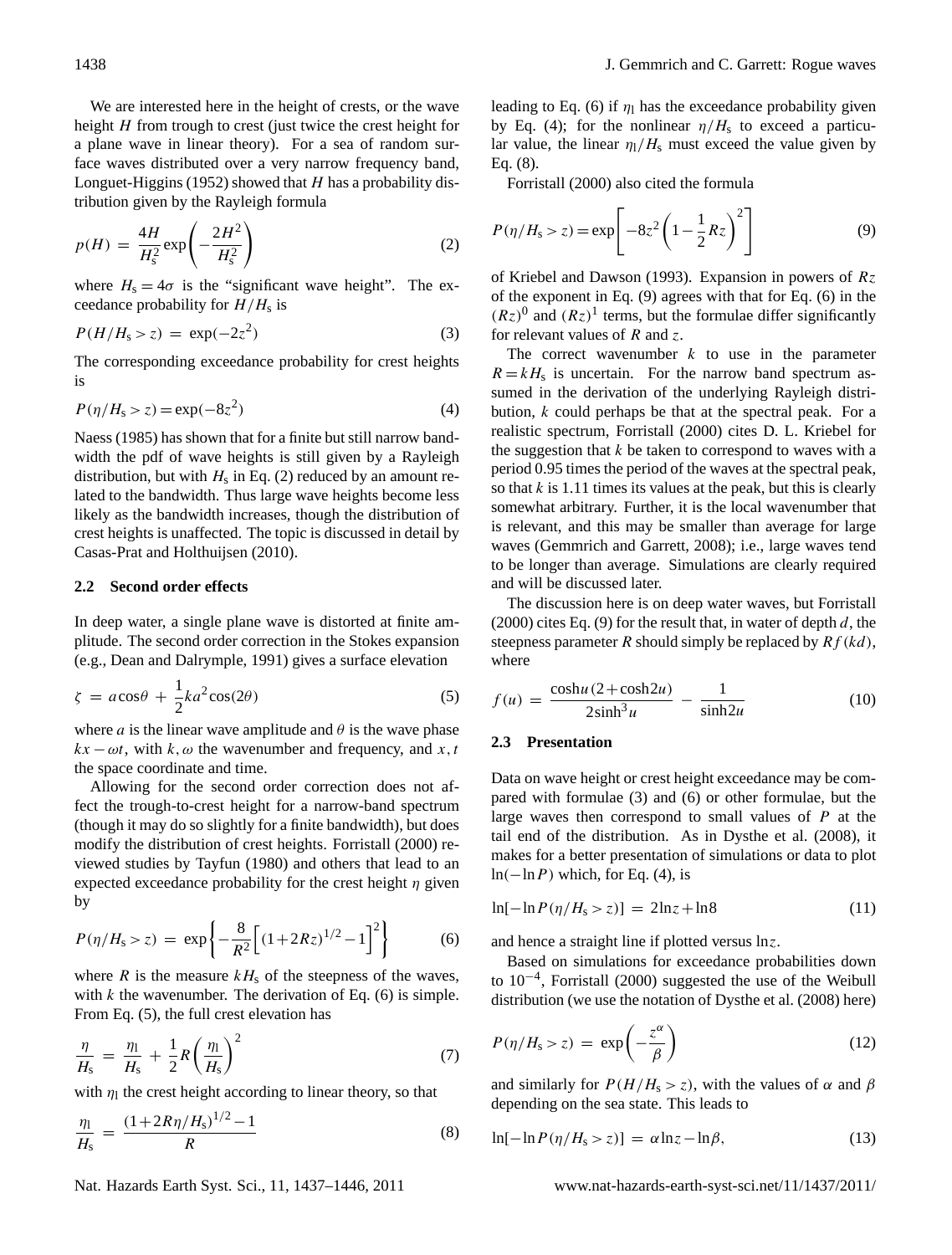We are interested here in the height of crests, or the wave height $H$ from trough to crest (just twice the crest height for a plane wave in linear theory). For a sea of random surface waves distributed over a very narrow frequency band, Longuet-Higgins (1952) showed that $H$ has a probability distribution given by the Rayleigh formula

$$p(H) = \frac{4H}{H_s^2}\exp\left(-\frac{2H^2}{H_s^2}\right) \tag{2}$$

where $H_s = 4\sigma$ is the "significant wave height". The exceedance probability for $H/H_s$ is

$$P(H/H_s > z) = \exp(-2z^2) \tag{3}$$

The corresponding exceedance probability for crest heights is

$$P(\eta/H_s > z) = \exp(-8z^2) \tag{4}$$

Naess (1985) has shown that for a finite but still narrow bandwidth the pdf of wave heights is still given by a Rayleigh distribution, but with $H_s$ in Eq. (2) reduced by an amount related to the bandwidth. Thus large wave heights become less likely as the bandwidth increases, though the distribution of crest heights is unaffected. The topic is discussed in detail by Casas-Prat and Holthuijsen (2010).

### 2.2 Second order effects

In deep water, a single plane wave is distorted at finite amplitude. The second order correction in the Stokes expansion (e.g., Dean and Dalrymple, 1991) gives a surface elevation

$$\zeta = a\cos\theta + \frac{1}{2}ka^2\cos(2\theta) \tag{5}$$

where $a$ is the linear wave amplitude and $\theta$ is the wave phase $kx - \omega t$, with $k, \omega$ the wavenumber and frequency, and $x, t$ the space coordinate and time.

Allowing for the second order correction does not affect the trough-to-crest height for a narrow-band spectrum (though it may do so slightly for a finite bandwidth), but does modify the distribution of crest heights. Forristall (2000) reviewed studies by Tayfun (1980) and others that lead to an expected exceedance probability for the crest height $\eta$ given by

$$P(\eta/H_s > z) = \exp\left\{-\frac{8}{R^2}\left[(1+2Rz)^{1/2}-1\right]^2\right\} \tag{6}$$

where $R$ is the measure $kH_s$ of the steepness of the waves, with $k$ the wavenumber. The derivation of Eq. (6) is simple. From Eq. (5), the full crest elevation has

$$\frac{\eta}{H_s} = \frac{\eta_l}{H_s} + \frac{1}{2}R\left(\frac{\eta_l}{H_s}\right)^2 \tag{7}$$

with $\eta_l$ the crest height according to linear theory, so that

$$\frac{\eta_l}{H_s} = \frac{(1+2R\eta/H_s)^{1/2}-1}{R} \tag{8}$$

leading to Eq. (6) if $\eta_l$ has the exceedance probability given by Eq. (4); for the nonlinear $\eta/H_s$ to exceed a particular value, the linear $\eta_l/H_s$ must exceed the value given by Eq. (8).

Forristall (2000) also cited the formula

$$P(\eta/H_s > z) = \exp\left[-8z^2\left(1-\frac{1}{2}Rz\right)^2\right] \tag{9}$$

of Kriebel and Dawson (1993). Expansion in powers of $Rz$ of the exponent in Eq. (9) agrees with that for Eq. (6) in the $(Rz)^0$ and $(Rz)^1$ terms, but the formulae differ significantly for relevant values of $R$ and $z$.

The correct wavenumber $k$ to use in the parameter $R = kH_s$ is uncertain. For the narrow band spectrum assumed in the derivation of the underlying Rayleigh distribution, $k$ could perhaps be that at the spectral peak. For a realistic spectrum, Forristall (2000) cites D. L. Kriebel for the suggestion that $k$ be taken to correspond to waves with a period 0.95 times the period of the waves at the spectral peak, so that $k$ is 1.11 times its values at the peak, but this is clearly somewhat arbitrary. Further, it is the local wavenumber that is relevant, and this may be smaller than average for large waves (Gemmrich and Garrett, 2008); i.e., large waves tend to be longer than average. Simulations are clearly required and will be discussed later.

The discussion here is on deep water waves, but Forristall (2000) cites Eq. (9) for the result that, in water of depth $d$, the steepness parameter $R$ should simply be replaced by $Rf(kd)$, where

$$f(u) = \frac{\cosh u\,(2+\cosh 2u)}{2\sinh^3 u} - \frac{1}{\sinh 2u} \tag{10}$$

### 2.3 Presentation

Data on wave height or crest height exceedance may be compared with formulae (3) and (6) or other formulae, but the large waves then correspond to small values of $P$ at the tail end of the distribution. As in Dysthe et al. (2008), it makes for a better presentation of simulations or data to plot $\ln(-\ln P)$ which, for Eq. (4), is

$$\ln[-\ln P(\eta/H_s > z)] = 2\ln z + \ln 8 \tag{11}$$

and hence a straight line if plotted versus $\ln z$.

Based on simulations for exceedance probabilities down to $10^{-4}$, Forristall (2000) suggested the use of the Weibull distribution (we use the notation of Dysthe et al. (2008) here)

$$P(\eta/H_s > z) = \exp\left(-\frac{z^\alpha}{\beta}\right) \tag{12}$$

and similarly for $P(H/H_s > z)$, with the values of $\alpha$ and $\beta$ depending on the sea state. This leads to

$$\ln[-\ln P(\eta/H_s > z)] = \alpha\ln z - \ln\beta, \tag{13}$$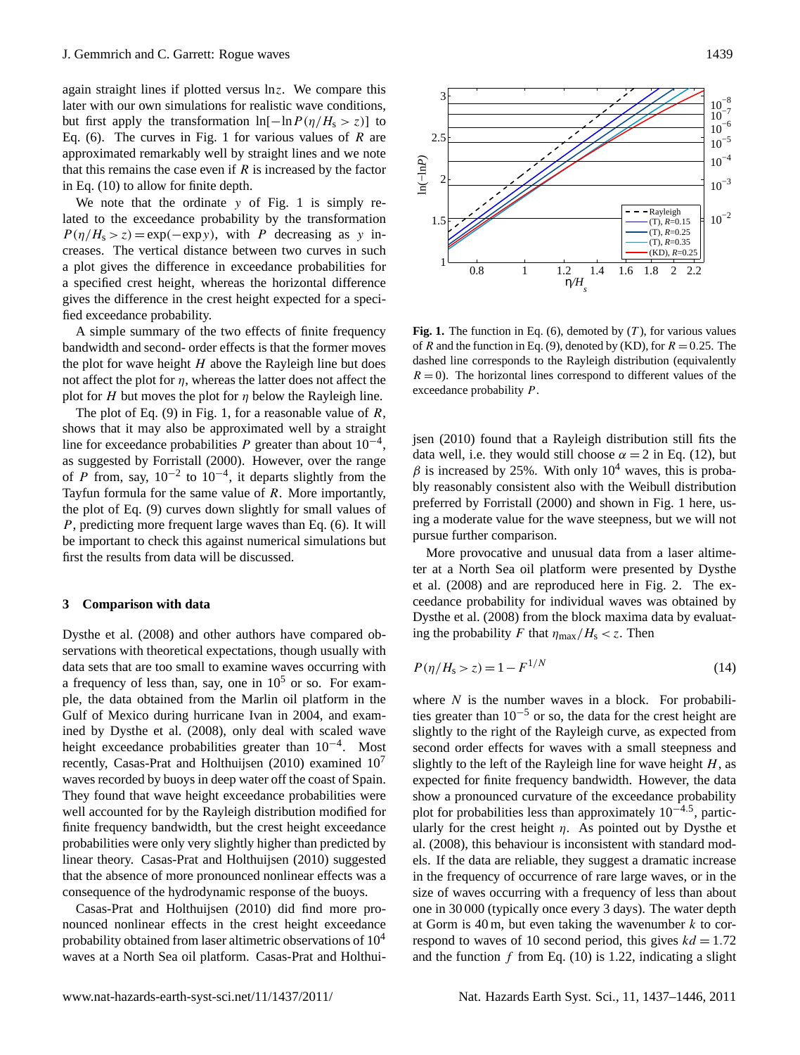again straight lines if plotted versus $\ln z$. We compare this later with our own simulations for realistic wave conditions, but first apply the transformation $\ln[-\ln P(\eta/H_s > z)]$ to Eq. (6). The curves in Fig. 1 for various values of $R$ are approximated remarkably well by straight lines and we note that this remains the case even if $R$ is increased by the factor in Eq. (10) to allow for finite depth.

We note that the ordinate $y$ of Fig. 1 is simply related to the exceedance probability by the transformation $P(\eta/H_s > z) = \exp(-\exp y)$, with $P$ decreasing as $y$ increases. The vertical distance between two curves in such a plot gives the difference in exceedance probabilities for a specified crest height, whereas the horizontal difference gives the difference in the crest height expected for a specified exceedance probability.

A simple summary of the two effects of finite frequency bandwidth and second- order effects is that the former moves the plot for wave height $H$ above the Rayleigh line but does not affect the plot for $\eta$, whereas the latter does not affect the plot for $H$ but moves the plot for $\eta$ below the Rayleigh line.

The plot of Eq. (9) in Fig. 1, for a reasonable value of $R$, shows that it may also be approximated well by a straight line for exceedance probabilities $P$ greater than about $10^{-4}$, as suggested by Forristall (2000). However, over the range of $P$ from, say, $10^{-2}$ to $10^{-4}$, it departs slightly from the Tayfun formula for the same value of $R$. More importantly, the plot of Eq. (9) curves down slightly for small values of $P$, predicting more frequent large waves than Eq. (6). It will be important to check this against numerical simulations but first the results from data will be discussed.

## 3 Comparison with data

Dysthe et al. (2008) and other authors have compared observations with theoretical expectations, though usually with data sets that are too small to examine waves occurring with a frequency of less than, say, one in $10^5$ or so. For example, the data obtained from the Marlin oil platform in the Gulf of Mexico during hurricane Ivan in 2004, and examined by Dysthe et al. (2008), only deal with scaled wave height exceedance probabilities greater than $10^{-4}$. Most recently, Casas-Prat and Holthuijsen (2010) examined $10^7$ waves recorded by buoys in deep water off the coast of Spain. They found that wave height exceedance probabilities were well accounted for by the Rayleigh distribution modified for finite frequency bandwidth, but the crest height exceedance probabilities were only very slightly higher than predicted by linear theory. Casas-Prat and Holthuijsen (2010) suggested that the absence of more pronounced nonlinear effects was a consequence of the hydrodynamic response of the buoys.

Casas-Prat and Holthuijsen (2010) did find more pronounced nonlinear effects in the crest height exceedance probability obtained from laser altimetric observations of $10^4$ waves at a North Sea oil platform. Casas-Prat and Holthuijsen (2010) found that a Rayleigh distribution still fits the data well, i.e. they would still choose $\alpha = 2$ in Eq. (12), but $\beta$ is increased by 25%. With only $10^4$ waves, this is probably reasonably consistent also with the Weibull distribution preferred by Forristall (2000) and shown in Fig. 1 here, using a moderate value for the wave steepness, but we will not pursue further comparison.

**Fig. 1.** The function in Eq. (6), demoted by ($T$), for various values of $R$ and the function in Eq. (9), denoted by (KD), for $R = 0.25$. The dashed line corresponds to the Rayleigh distribution (equivalently $R = 0$). The horizontal lines correspond to different values of the exceedance probability $P$.

More provocative and unusual data from a laser altimeter at a North Sea oil platform were presented by Dysthe et al. (2008) and are reproduced here in Fig. 2. The exceedance probability for individual waves was obtained by Dysthe et al. (2008) from the block maxima data by evaluating the probability $F$ that $\eta_{\max}/H_s < z$. Then

$$P(\eta/H_s > z) = 1 - F^{1/N} \tag{14}$$

where $N$ is the number waves in a block. For probabilities greater than $10^{-5}$ or so, the data for the crest height are slightly to the right of the Rayleigh curve, as expected from second order effects for waves with a small steepness and slightly to the left of the Rayleigh line for wave height $H$, as expected for finite frequency bandwidth. However, the data show a pronounced curvature of the exceedance probability plot for probabilities less than approximately $10^{-4.5}$, particularly for the crest height $\eta$. As pointed out by Dysthe et al. (2008), this behaviour is inconsistent with standard models. If the data are reliable, they suggest a dramatic increase in the frequency of occurrence of rare large waves, or in the size of waves occurring with a frequency of less than about one in 30 000 (typically once every 3 days). The water depth at Gorm is 40 m, but even taking the wavenumber $k$ to correspond to waves of 10 second period, this gives $kd = 1.72$ and the function $f$ from Eq. (10) is 1.22, indicating a slight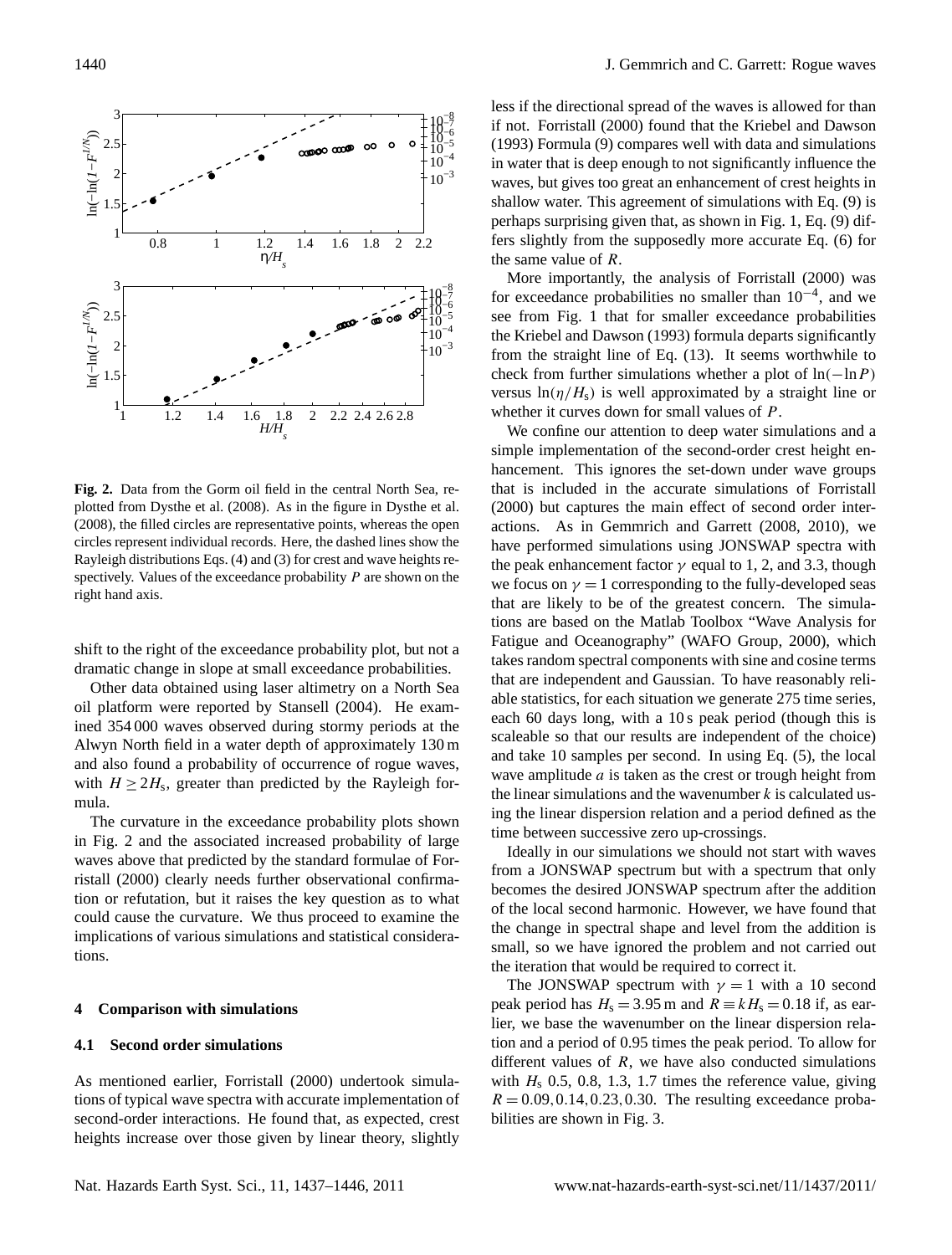**Fig. 2.** Data from the Gorm oil field in the central North Sea, replotted from Dysthe et al. (2008). As in the figure in Dysthe et al. (2008), the filled circles are representative points, whereas the open circles represent individual records. Here, the dashed lines show the Rayleigh distributions Eqs. (4) and (3) for crest and wave heights respectively. Values of the exceedance probability $P$ are shown on the right hand axis.

shift to the right of the exceedance probability plot, but not a dramatic change in slope at small exceedance probabilities.

Other data obtained using laser altimetry on a North Sea oil platform were reported by Stansell (2004). He examined 354 000 waves observed during stormy periods at the Alwyn North field in a water depth of approximately 130 m and also found a probability of occurrence of rogue waves, with $H \geq 2H_s$, greater than predicted by the Rayleigh formula.

The curvature in the exceedance probability plots shown in Fig. 2 and the associated increased probability of large waves above that predicted by the standard formulae of Forristall (2000) clearly needs further observational confirmation or refutation, but it raises the key question as to what could cause the curvature. We thus proceed to examine the implications of various simulations and statistical considerations.

## 4 Comparison with simulations

### 4.1 Second order simulations

As mentioned earlier, Forristall (2000) undertook simulations of typical wave spectra with accurate implementation of second-order interactions. He found that, as expected, crest heights increase over those given by linear theory, slightly less if the directional spread of the waves is allowed for than if not. Forristall (2000) found that the Kriebel and Dawson (1993) Formula (9) compares well with data and simulations in water that is deep enough to not significantly influence the waves, but gives too great an enhancement of crest heights in shallow water. This agreement of simulations with Eq. (9) is perhaps surprising given that, as shown in Fig. 1, Eq. (9) differs slightly from the supposedly more accurate Eq. (6) for the same value of $R$.

More importantly, the analysis of Forristall (2000) was for exceedance probabilities no smaller than $10^{-4}$, and we see from Fig. 1 that for smaller exceedance probabilities the Kriebel and Dawson (1993) formula departs significantly from the straight line of Eq. (13). It seems worthwhile to check from further simulations whether a plot of $\ln(-\ln P)$ versus $\ln(\eta/H_s)$ is well approximated by a straight line or whether it curves down for small values of $P$.

We confine our attention to deep water simulations and a simple implementation of the second-order crest height enhancement. This ignores the set-down under wave groups that is included in the accurate simulations of Forristall (2000) but captures the main effect of second order interactions. As in Gemmrich and Garrett (2008, 2010), we have performed simulations using JONSWAP spectra with the peak enhancement factor $\gamma$ equal to 1, 2, and 3.3, though we focus on $\gamma = 1$ corresponding to the fully-developed seas that are likely to be of the greatest concern. The simulations are based on the Matlab Toolbox "Wave Analysis for Fatigue and Oceanography" (WAFO Group, 2000), which takes random spectral components with sine and cosine terms that are independent and Gaussian. To have reasonably reliable statistics, for each situation we generate 275 time series, each 60 days long, with a 10 s peak period (though this is scaleable so that our results are independent of the choice) and take 10 samples per second. In using Eq. (5), the local wave amplitude $a$ is taken as the crest or trough height from the linear simulations and the wavenumber $k$ is calculated using the linear dispersion relation and a period defined as the time between successive zero up-crossings.

Ideally in our simulations we should not start with waves from a JONSWAP spectrum but with a spectrum that only becomes the desired JONSWAP spectrum after the addition of the local second harmonic. However, we have found that the change in spectral shape and level from the addition is small, so we have ignored the problem and not carried out the iteration that would be required to correct it.

The JONSWAP spectrum with $\gamma = 1$ with a 10 second peak period has $H_s = 3.95$ m and $R \equiv kH_s = 0.18$ if, as earlier, we base the wavenumber on the linear dispersion relation and a period of 0.95 times the peak period. To allow for different values of $R$, we have also conducted simulations with $H_s$ 0.5, 0.8, 1.3, 1.7 times the reference value, giving $R = 0.09, 0.14, 0.23, 0.30$. The resulting exceedance probabilities are shown in Fig. 3.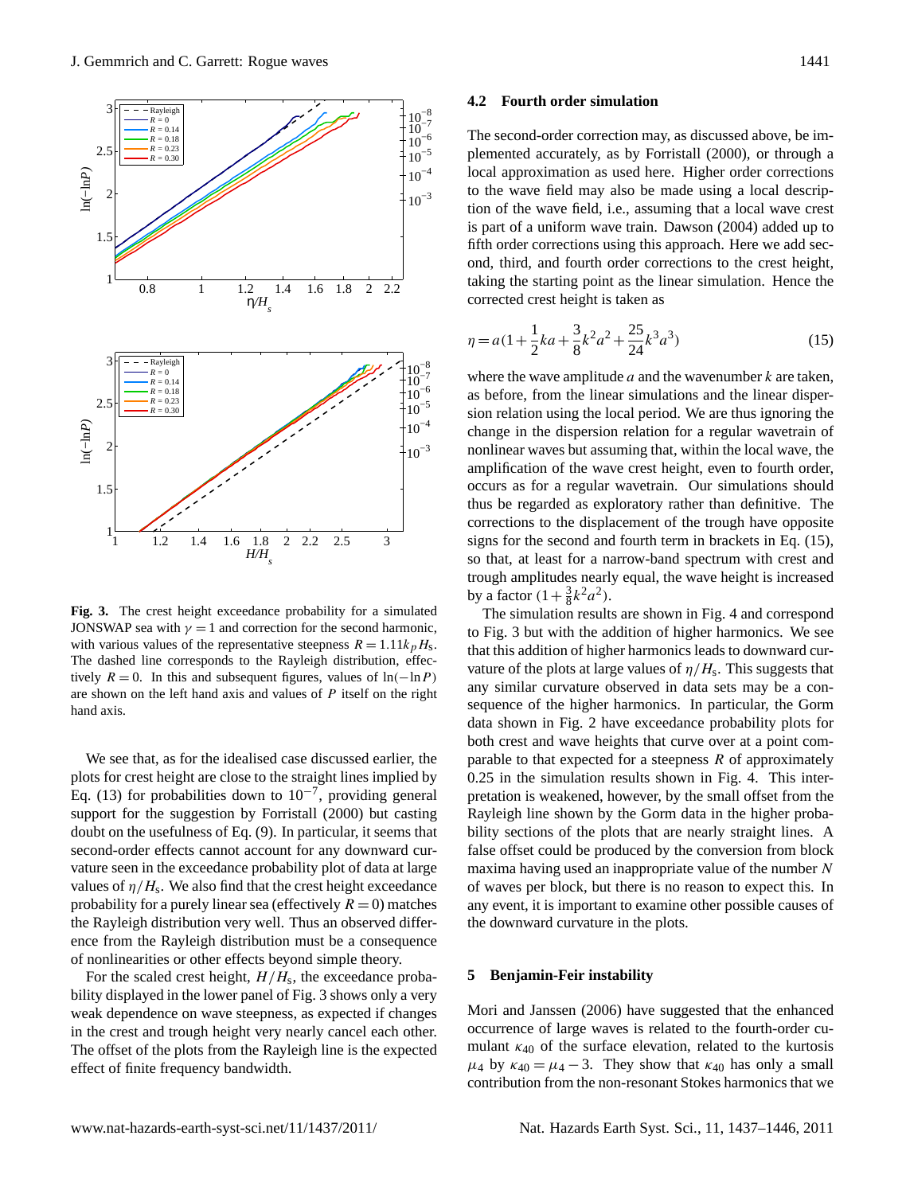**Fig. 3.** The crest height exceedance probability for a simulated JONSWAP sea with $\gamma = 1$ and correction for the second harmonic, with various values of the representative steepness $R = 1.11 k_p H_s$. The dashed line corresponds to the Rayleigh distribution, effectively $R = 0$. In this and subsequent figures, values of $\ln(-\ln P)$ are shown on the left hand axis and values of $P$ itself on the right hand axis.

We see that, as for the idealised case discussed earlier, the plots for crest height are close to the straight lines implied by Eq. (13) for probabilities down to $10^{-7}$, providing general support for the suggestion by Forristall (2000) but casting doubt on the usefulness of Eq. (9). In particular, it seems that second-order effects cannot account for any downward curvature seen in the exceedance probability plot of data at large values of $\eta/H_s$. We also find that the crest height exceedance probability for a purely linear sea (effectively $R = 0$) matches the Rayleigh distribution very well. Thus an observed difference from the Rayleigh distribution must be a consequence of nonlinearities or other effects beyond simple theory.

For the scaled crest height, $H/H_s$, the exceedance probability displayed in the lower panel of Fig. 3 shows only a very weak dependence on wave steepness, as expected if changes in the crest and trough height very nearly cancel each other. The offset of the plots from the Rayleigh line is the expected effect of finite frequency bandwidth.

### 4.2 Fourth order simulation

The second-order correction may, as discussed above, be implemented accurately, as by Forristall (2000), or through a local approximation as used here. Higher order corrections to the wave field may also be made using a local description of the wave field, i.e., assuming that a local wave crest is part of a uniform wave train. Dawson (2004) added up to fifth order corrections using this approach. Here we add second, third, and fourth order corrections to the crest height, taking the starting point as the linear simulation. Hence the corrected crest height is taken as

$$\eta = a\left(1 + \frac{1}{2}ka + \frac{3}{8}k^2a^2 + \frac{25}{24}k^3a^3\right) \tag{15}$$

where the wave amplitude $a$ and the wavenumber $k$ are taken, as before, from the linear simulations and the linear dispersion relation using the local period. We are thus ignoring the change in the dispersion relation for a regular wavetrain of nonlinear waves but assuming that, within the local wave, the amplification of the wave crest height, even to fourth order, occurs as for a regular wavetrain. Our simulations should thus be regarded as exploratory rather than definitive. The corrections to the displacement of the trough have opposite signs for the second and fourth term in brackets in Eq. (15), so that, at least for a narrow-band spectrum with crest and trough amplitudes nearly equal, the wave height is increased by a factor $(1 + \frac{3}{8}k^2a^2)$.

The simulation results are shown in Fig. 4 and correspond to Fig. 3 but with the addition of higher harmonics. We see that this addition of higher harmonics leads to downward curvature of the plots at large values of $\eta/H_s$. This suggests that any similar curvature observed in data sets may be a consequence of the higher harmonics. In particular, the Gorm data shown in Fig. 2 have exceedance probability plots for both crest and wave heights that curve over at a point comparable to that expected for a steepness $R$ of approximately 0.25 in the simulation results shown in Fig. 4. This interpretation is weakened, however, by the small offset from the Rayleigh line shown by the Gorm data in the higher probability sections of the plots that are nearly straight lines. A false offset could be produced by the conversion from block maxima having used an inappropriate value of the number $N$ of waves per block, but there is no reason to expect this. In any event, it is important to examine other possible causes of the downward curvature in the plots.

## 5 Benjamin-Feir instability

Mori and Janssen (2006) have suggested that the enhanced occurrence of large waves is related to the fourth-order cumulant $\kappa_{40}$ of the surface elevation, related to the kurtosis $\mu_4$ by $\kappa_{40} = \mu_4 - 3$. They show that $\kappa_{40}$ has only a small contribution from the non-resonant Stokes harmonics that we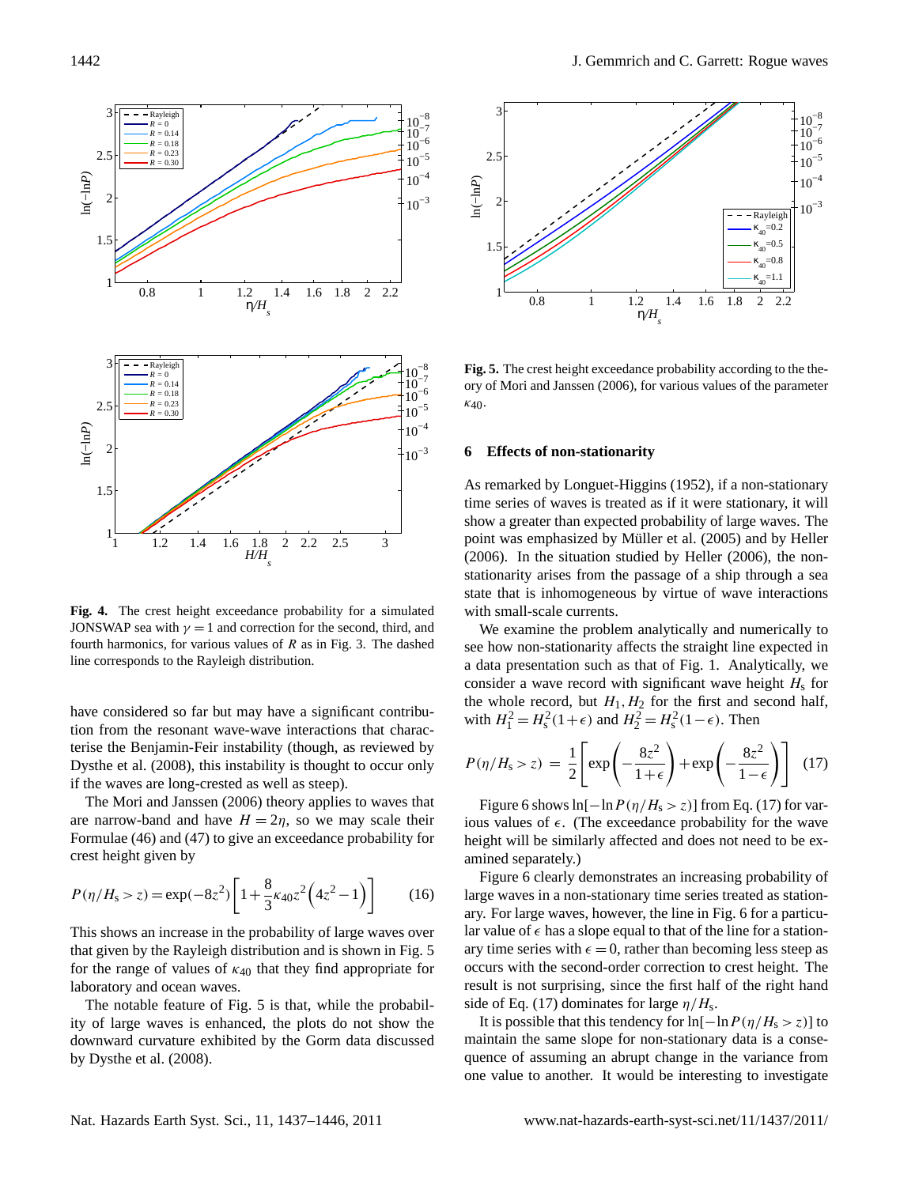**Fig. 4.** The crest height exceedance probability for a simulated JONSWAP sea with $\gamma = 1$ and correction for the second, third, and fourth harmonics, for various values of $R$ as in Fig. 3. The dashed line corresponds to the Rayleigh distribution.

have considered so far but may have a significant contribution from the resonant wave-wave interactions that characterise the Benjamin-Feir instability (though, as reviewed by Dysthe et al. (2008), this instability is thought to occur only if the waves are long-crested as well as steep).

The Mori and Janssen (2006) theory applies to waves that are narrow-band and have $H = 2\eta$, so we may scale their Formulae (46) and (47) to give an exceedance probability for crest height given by

$$P(\eta/H_s > z) = \exp(-8z^2)\left[1 + \frac{8}{3}\kappa_{40}z^2\left(4z^2 - 1\right)\right] \qquad (16)$$

This shows an increase in the probability of large waves over that given by the Rayleigh distribution and is shown in Fig. 5 for the range of values of $\kappa_{40}$ that they find appropriate for laboratory and ocean waves.

The notable feature of Fig. 5 is that, while the probability of large waves is enhanced, the plots do not show the downward curvature exhibited by the Gorm data discussed by Dysthe et al. (2008).

**Fig. 5.** The crest height exceedance probability according to the theory of Mori and Janssen (2006), for various values of the parameter $\kappa_{40}$.

## 6 Effects of non-stationarity

As remarked by Longuet-Higgins (1952), if a non-stationary time series of waves is treated as if it were stationary, it will show a greater than expected probability of large waves. The point was emphasized by Müller et al. (2005) and by Heller (2006). In the situation studied by Heller (2006), the non-stationarity arises from the passage of a ship through a sea state that is inhomogeneous by virtue of wave interactions with small-scale currents.

We examine the problem analytically and numerically to see how non-stationarity affects the straight line expected in a data presentation such as that of Fig. 1. Analytically, we consider a wave record with significant wave height $H_s$ for the whole record, but $H_1, H_2$ for the first and second half, with $H_1^2 = H_s^2(1+\epsilon)$ and $H_2^2 = H_s^2(1-\epsilon)$. Then

$$P(\eta/H_s > z) = \frac{1}{2}\left[\exp\left(-\frac{8z^2}{1+\epsilon}\right) + \exp\left(-\frac{8z^2}{1-\epsilon}\right)\right] \qquad (17)$$

Figure 6 shows $\ln[-\ln P(\eta/H_s > z)]$ from Eq. (17) for various values of $\epsilon$. (The exceedance probability for the wave height will be similarly affected and does not need to be examined separately.)

Figure 6 clearly demonstrates an increasing probability of large waves in a non-stationary time series treated as stationary. For large waves, however, the line in Fig. 6 for a particular value of $\epsilon$ has a slope equal to that of the line for a stationary time series with $\epsilon = 0$, rather than becoming less steep as occurs with the second-order correction to crest height. The result is not surprising, since the first half of the right hand side of Eq. (17) dominates for large $\eta/H_s$.

It is possible that this tendency for $\ln[-\ln P(\eta/H_s > z)]$ to maintain the same slope for non-stationary data is a consequence of assuming an abrupt change in the variance from one value to another. It would be interesting to investigate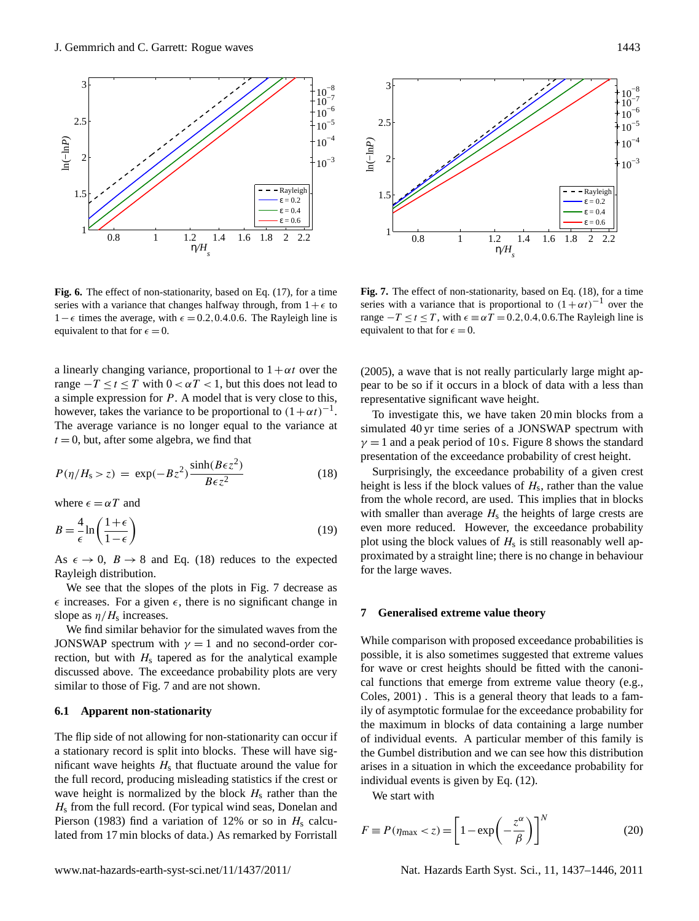**Fig. 6.** The effect of non-stationarity, based on Eq. (17), for a time series with a variance that changes halfway through, from $1+\epsilon$ to $1-\epsilon$ times the average, with $\epsilon = 0.2, 0.4 0.6$. The Rayleigh line is equivalent to that for $\epsilon = 0$.

**Fig. 7.** The effect of non-stationarity, based on Eq. (18), for a time series with a variance that is proportional to $(1+\alpha t)^{-1}$ over the range $-T \leq t \leq T$, with $\epsilon \equiv \alpha T = 0.2, 0.4, 0.6$. The Rayleigh line is equivalent to that for $\epsilon = 0$.

a linearly changing variance, proportional to $1+\alpha t$ over the range $-T \leq t \leq T$ with $0 < \alpha T < 1$, but this does not lead to a simple expression for $P$. A model that is very close to this, however, takes the variance to be proportional to $(1+\alpha t)^{-1}$. The average variance is no longer equal to the variance at $t = 0$, but, after some algebra, we find that

$$P(\eta/H_s > z) = \exp(-Bz^2)\frac{\sinh(B\epsilon z^2)}{B\epsilon z^2} \tag{18}$$

where $\epsilon = \alpha T$ and

$$B = \frac{4}{\epsilon}\ln\left(\frac{1+\epsilon}{1-\epsilon}\right) \tag{19}$$

As $\epsilon \to 0$, $B \to 8$ and Eq. (18) reduces to the expected Rayleigh distribution.

We see that the slopes of the plots in Fig. 7 decrease as $\epsilon$ increases. For a given $\epsilon$, there is no significant change in slope as $\eta/H_s$ increases.

We find similar behavior for the simulated waves from the JONSWAP spectrum with $\gamma = 1$ and no second-order correction, but with $H_s$ tapered as for the analytical example discussed above. The exceedance probability plots are very similar to those of Fig. 7 and are not shown.

### 6.1 Apparent non-stationarity

The flip side of not allowing for non-stationarity can occur if a stationary record is split into blocks. These will have significant wave heights $H_s$ that fluctuate around the value for the full record, producing misleading statistics if the crest or wave height is normalized by the block $H_s$ rather than the $H_s$ from the full record. (For typical wind seas, Donelan and Pierson (1983) find a variation of 12% or so in $H_s$ calculated from 17 min blocks of data.) As remarked by Forristall (2005), a wave that is not really particularly large might appear to be so if it occurs in a block of data with a less than representative significant wave height.

To investigate this, we have taken 20 min blocks from a simulated 40 yr time series of a JONSWAP spectrum with $\gamma = 1$ and a peak period of 10 s. Figure 8 shows the standard presentation of the exceedance probability of crest height.

Surprisingly, the exceedance probability of a given crest height is less if the block values of $H_s$, rather than the value from the whole record, are used. This implies that in blocks with smaller than average $H_s$ the heights of large crests are even more reduced. However, the exceedance probability plot using the block values of $H_s$ is still reasonably well approximated by a straight line; there is no change in behaviour for the large waves.

## 7 Generalised extreme value theory

While comparison with proposed exceedance probabilities is possible, it is also sometimes suggested that extreme values for wave or crest heights should be fitted with the canonical functions that emerge from extreme value theory (e.g., Coles, 2001) . This is a general theory that leads to a family of asymptotic formulae for the exceedance probability for the maximum in blocks of data containing a large number of individual events. A particular member of this family is the Gumbel distribution and we can see how this distribution arises in a situation in which the exceedance probability for individual events is given by Eq. (12).

We start with

$$F \equiv P(\eta_{\max} < z) = \left[1 - \exp\left(-\frac{z^\alpha}{\beta}\right)\right]^N \tag{20}$$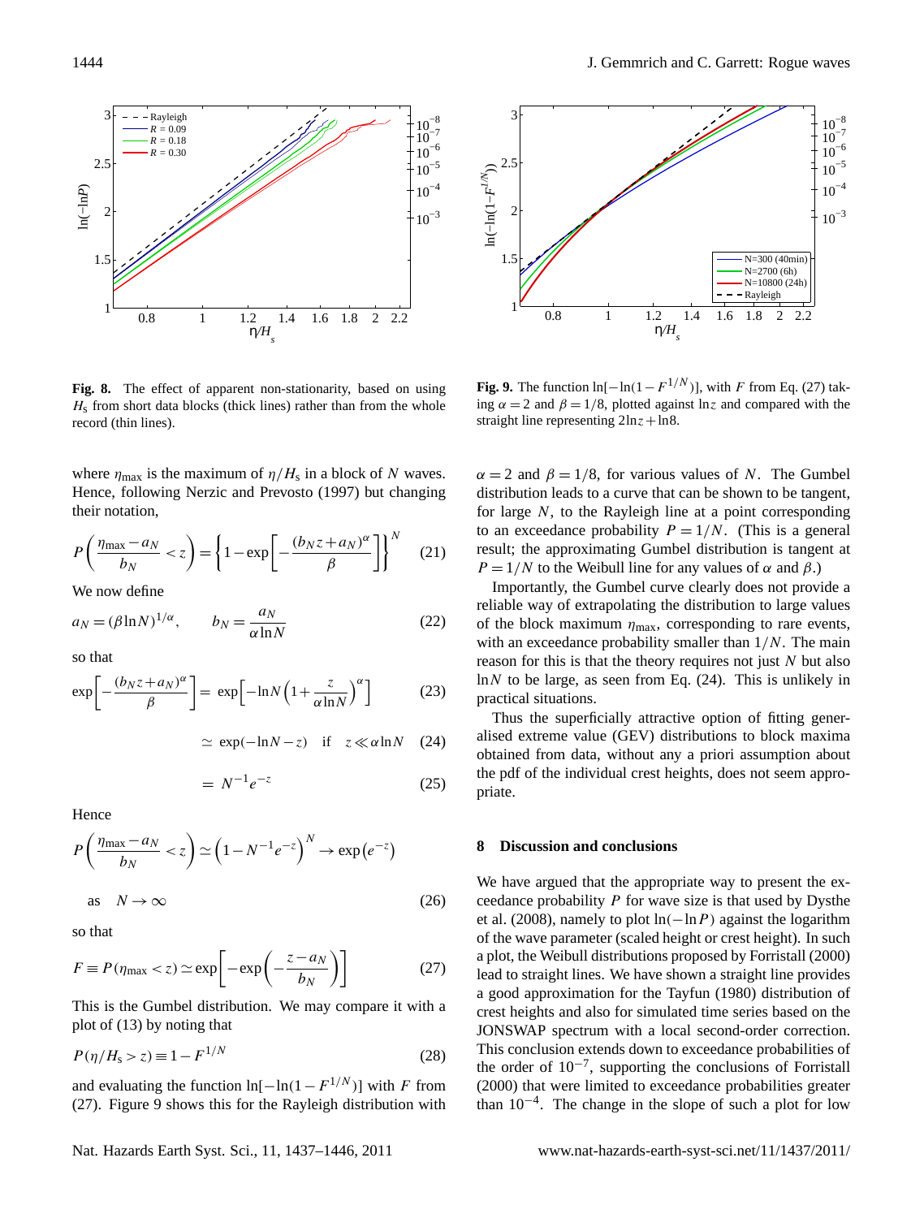**Fig. 8.** The effect of apparent non-stationarity, based on using $H_s$ from short data blocks (thick lines) rather than from the whole record (thin lines).

**Fig. 9.** The function $\ln[-\ln(1-F^{1/N})]$, with $F$ from Eq. (27) taking $\alpha=2$ and $\beta=1/8$, plotted against $\ln z$ and compared with the straight line representing $2\ln z + \ln 8$.

where $\eta_{\max}$ is the maximum of $\eta/H_s$ in a block of $N$ waves. Hence, following Nerzic and Prevosto (1997) but changing their notation,

$$P\left(\frac{\eta_{\max}-a_N}{b_N}<z\right)=\left\{1-\exp\left[-\frac{(b_N z+a_N)^\alpha}{\beta}\right]\right\}^N \quad (21)$$

We now define

$$a_N=(\beta\ln N)^{1/\alpha}, \qquad b_N=\frac{a_N}{\alpha\ln N} \quad (22)$$

so that

$$\exp\left[-\frac{(b_N z+a_N)^\alpha}{\beta}\right]=\exp\left[-\ln N\left(1+\frac{z}{\alpha\ln N}\right)^\alpha\right] \quad (23)$$

$$\simeq \exp(-\ln N - z) \quad \text{if} \quad z \ll \alpha\ln N \quad (24)$$

$$= N^{-1}e^{-z} \quad (25)$$

Hence

$$P\left(\frac{\eta_{\max}-a_N}{b_N}<z\right)\simeq\left(1-N^{-1}e^{-z}\right)^N \rightarrow \exp\left(e^{-z}\right)$$

$$\text{as} \quad N\rightarrow\infty \quad (26)$$

so that

$$F\equiv P(\eta_{\max}<z)\simeq\exp\left[-\exp\left(-\frac{z-a_N}{b_N}\right)\right] \quad (27)$$

This is the Gumbel distribution. We may compare it with a plot of (13) by noting that

$$P(\eta/H_s>z)\equiv 1-F^{1/N} \quad (28)$$

and evaluating the function $\ln[-\ln(1-F^{1/N})]$ with $F$ from (27). Figure 9 shows this for the Rayleigh distribution with $\alpha=2$ and $\beta=1/8$, for various values of $N$. The Gumbel distribution leads to a curve that can be shown to be tangent, for large $N$, to the Rayleigh line at a point corresponding to an exceedance probability $P=1/N$. (This is a general result; the approximating Gumbel distribution is tangent at $P=1/N$ to the Weibull line for any values of $\alpha$ and $\beta$.)

Importantly, the Gumbel curve clearly does not provide a reliable way of extrapolating the distribution to large values of the block maximum $\eta_{\max}$, corresponding to rare events, with an exceedance probability smaller than $1/N$. The main reason for this is that the theory requires not just $N$ but also $\ln N$ to be large, as seen from Eq. (24). This is unlikely in practical situations.

Thus the superficially attractive option of fitting generalised extreme value (GEV) distributions to block maxima obtained from data, without any a priori assumption about the pdf of the individual crest heights, does not seem appropriate.

## 8 Discussion and conclusions

We have argued that the appropriate way to present the exceedance probability $P$ for wave size is that used by Dysthe et al. (2008), namely to plot $\ln(-\ln P)$ against the logarithm of the wave parameter (scaled height or crest height). In such a plot, the Weibull distributions proposed by Forristall (2000) lead to straight lines. We have shown a straight line provides a good approximation for the Tayfun (1980) distribution of crest heights and also for simulated time series based on the JONSWAP spectrum with a local second-order correction. This conclusion extends down to exceedance probabilities of the order of $10^{-7}$, supporting the conclusions of Forristall (2000) that were limited to exceedance probabilities greater than $10^{-4}$. The change in the slope of such a plot for low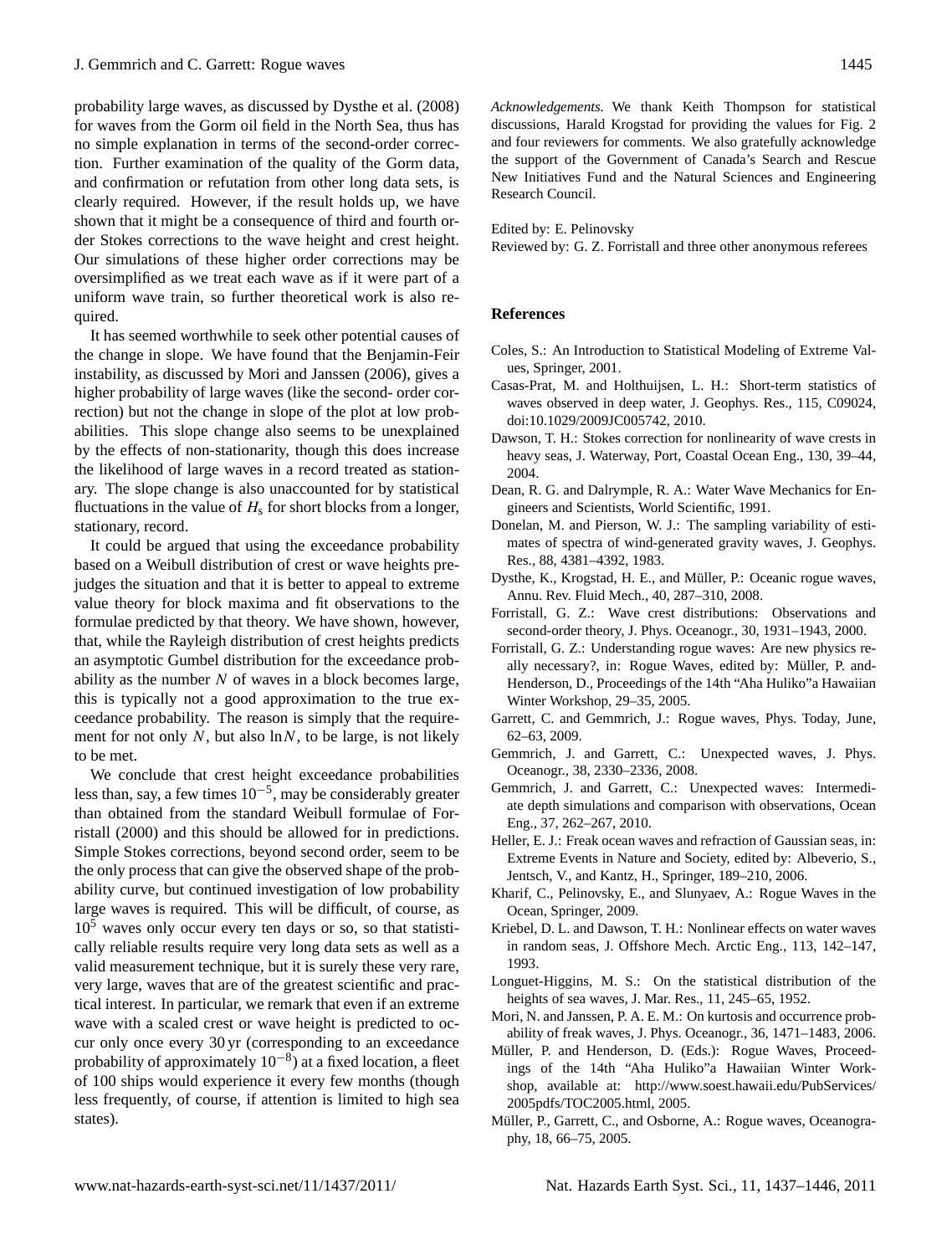probability large waves, as discussed by Dysthe et al. (2008) for waves from the Gorm oil field in the North Sea, thus has no simple explanation in terms of the second-order correction. Further examination of the quality of the Gorm data, and confirmation or refutation from other long data sets, is clearly required. However, if the result holds up, we have shown that it might be a consequence of third and fourth order Stokes corrections to the wave height and crest height. Our simulations of these higher order corrections may be oversimplified as we treat each wave as if it were part of a uniform wave train, so further theoretical work is also required.

It has seemed worthwhile to seek other potential causes of the change in slope. We have found that the Benjamin-Feir instability, as discussed by Mori and Janssen (2006), gives a higher probability of large waves (like the second- order correction) but not the change in slope of the plot at low probabilities. This slope change also seems to be unexplained by the effects of non-stationarity, though this does increase the likelihood of large waves in a record treated as stationary. The slope change is also unaccounted for by statistical fluctuations in the value of $H_s$ for short blocks from a longer, stationary, record.

It could be argued that using the exceedance probability based on a Weibull distribution of crest or wave heights prejudges the situation and that it is better to appeal to extreme value theory for block maxima and fit observations to the formulae predicted by that theory. We have shown, however, that, while the Rayleigh distribution of crest heights predicts an asymptotic Gumbel distribution for the exceedance probability as the number $N$ of waves in a block becomes large, this is typically not a good approximation to the true exceedance probability. The reason is simply that the requirement for not only $N$, but also $\ln N$, to be large, is not likely to be met.

We conclude that crest height exceedance probabilities less than, say, a few times $10^{-5}$, may be considerably greater than obtained from the standard Weibull formulae of Forristall (2000) and this should be allowed for in predictions. Simple Stokes corrections, beyond second order, seem to be the only process that can give the observed shape of the probability curve, but continued investigation of low probability large waves is required. This will be difficult, of course, as $10^5$ waves only occur every ten days or so, so that statistically reliable results require very long data sets as well as a valid measurement technique, but it is surely these very rare, very large, waves that are of the greatest scientific and practical interest. In particular, we remark that even if an extreme wave with a scaled crest or wave height is predicted to occur only once every 30 yr (corresponding to an exceedance probability of approximately $10^{-8}$) at a fixed location, a fleet of 100 ships would experience it every few months (though less frequently, of course, if attention is limited to high sea states).

*Acknowledgements.* We thank Keith Thompson for statistical discussions, Harald Krogstad for providing the values for Fig. 2 and four reviewers for comments. We also gratefully acknowledge the support of the Government of Canada's Search and Rescue New Initiatives Fund and the Natural Sciences and Engineering Research Council.

Edited by: E. Pelinovsky
Reviewed by: G. Z. Forristall and three other anonymous referees

## References

Coles, S.: An Introduction to Statistical Modeling of Extreme Values, Springer, 2001.

Casas-Prat, M. and Holthuijsen, L. H.: Short-term statistics of waves observed in deep water, J. Geophys. Res., 115, C09024, doi:10.1029/2009JC005742, 2010.

Dawson, T. H.: Stokes correction for nonlinearity of wave crests in heavy seas, J. Waterway, Port, Coastal Ocean Eng., 130, 39–44, 2004.

Dean, R. G. and Dalrymple, R. A.: Water Wave Mechanics for Engineers and Scientists, World Scientific, 1991.

Donelan, M. and Pierson, W. J.: The sampling variability of estimates of spectra of wind-generated gravity waves, J. Geophys. Res., 88, 4381–4392, 1983.

Dysthe, K., Krogstad, H. E., and Müller, P.: Oceanic rogue waves, Annu. Rev. Fluid Mech., 40, 287–310, 2008.

Forristall, G. Z.: Wave crest distributions: Observations and second-order theory, J. Phys. Oceanogr., 30, 1931–1943, 2000.

Forristall, G. Z.: Understanding rogue waves: Are new physics really necessary?, in: Rogue Waves, edited by: Müller, P. and Henderson, D., Proceedings of the 14th "Aha Huliko"a Hawaiian Winter Workshop, 29–35, 2005.

Garrett, C. and Gemmrich, J.: Rogue waves, Phys. Today, June, 62–63, 2009.

Gemmrich, J. and Garrett, C.: Unexpected waves, J. Phys. Oceanogr., 38, 2330–2336, 2008.

Gemmrich, J. and Garrett, C.: Unexpected waves: Intermediate depth simulations and comparison with observations, Ocean Eng., 37, 262–267, 2010.

Heller, E. J.: Freak ocean waves and refraction of Gaussian seas, in: Extreme Events in Nature and Society, edited by: Albeverio, S., Jentsch, V., and Kantz, H., Springer, 189–210, 2006.

Kharif, C., Pelinovsky, E., and Slunyaev, A.: Rogue Waves in the Ocean, Springer, 2009.

Kriebel, D. L. and Dawson, T. H.: Nonlinear effects on water waves in random seas, J. Offshore Mech. Arctic Eng., 113, 142–147, 1993.

Longuet-Higgins, M. S.: On the statistical distribution of the heights of sea waves, J. Mar. Res., 11, 245–65, 1952.

Mori, N. and Janssen, P. A. E. M.: On kurtosis and occurrence probability of freak waves, J. Phys. Oceanogr., 36, 1471–1483, 2006.

Müller, P. and Henderson, D. (Eds.): Rogue Waves, Proceedings of the 14th "Aha Huliko"a Hawaiian Winter Workshop, available at: http://www.soest.hawaii.edu/PubServices/2005pdfs/TOC2005.html, 2005.

Müller, P., Garrett, C., and Osborne, A.: Rogue waves, Oceanography, 18, 66–75, 2005.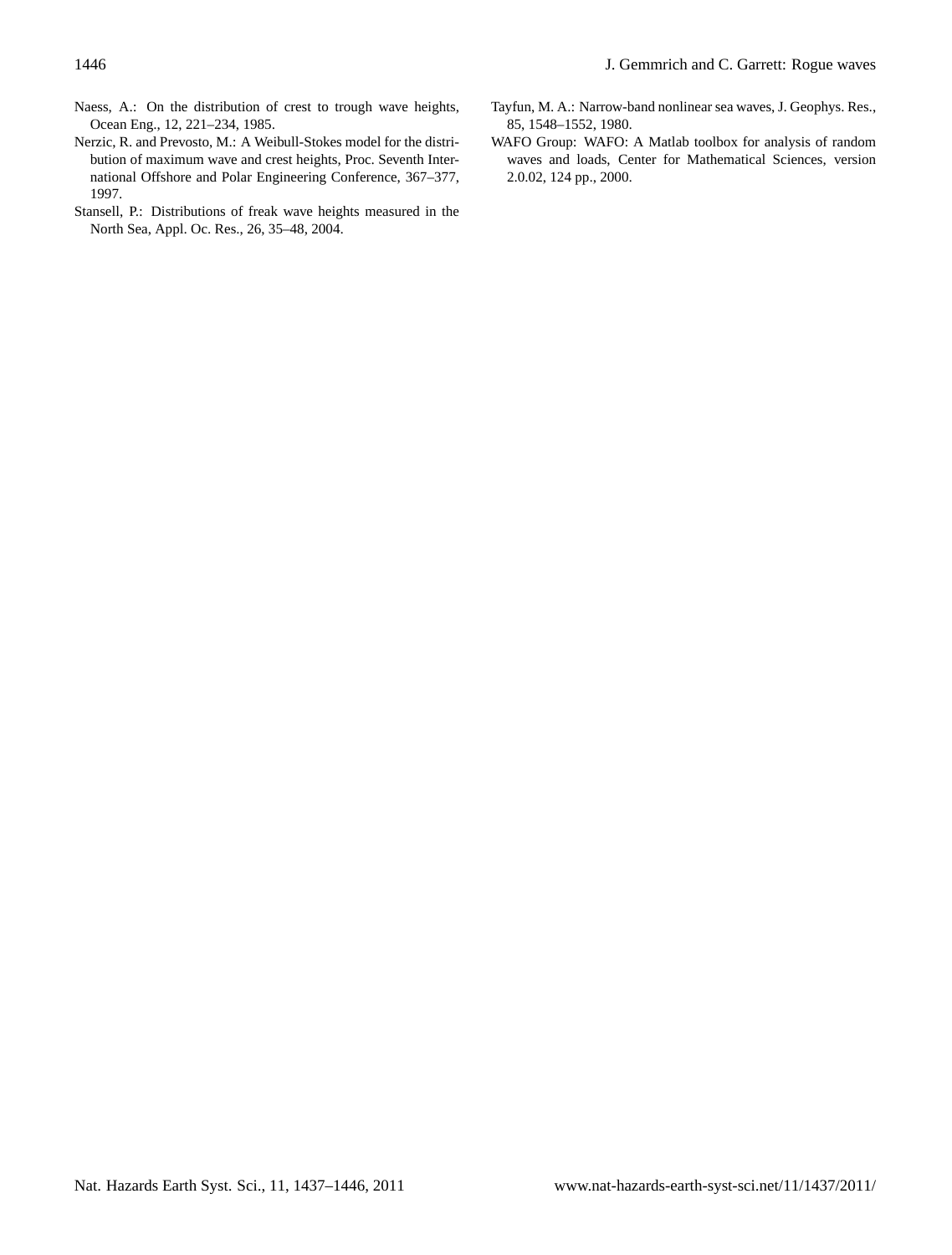Naess, A.: On the distribution of crest to trough wave heights, Ocean Eng., 12, 221–234, 1985.

Nerzic, R. and Prevosto, M.: A Weibull-Stokes model for the distribution of maximum wave and crest heights, Proc. Seventh International Offshore and Polar Engineering Conference, 367–377, 1997.

Stansell, P.: Distributions of freak wave heights measured in the North Sea, Appl. Oc. Res., 26, 35–48, 2004.

Tayfun, M. A.: Narrow-band nonlinear sea waves, J. Geophys. Res., 85, 1548–1552, 1980.

WAFO Group: WAFO: A Matlab toolbox for analysis of random waves and loads, Center for Mathematical Sciences, version 2.0.02, 124 pp., 2000.